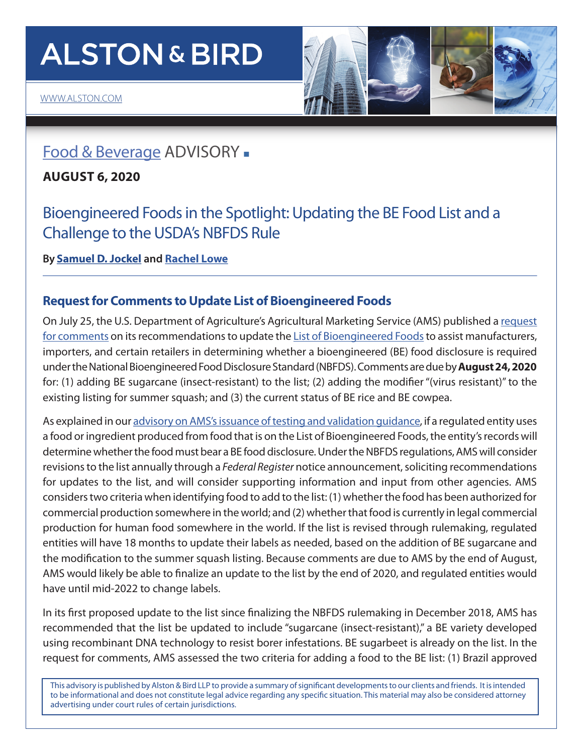# ALSTON & BIRD

WWW.ALSTON.COM

## Food & Beverage ADVISORY

**AUGUST 6, 2020**

# Bioengineered Foods in the Spotlight: Updating the BE Food List and a Challenge to the USDA's NBFDS Rule

**By Samuel D. Jockel and Rachel Lowe**

### Request for Comments to Update List of Bioengineered Foods

On July 25, the U.S. Department of Agriculture's Agricultural Marketing Service (AMS) published a request for comments on its recommendations to update the List of Bioengineered Foods to assist manufacturers, importers, and certain retailers in determining whether a bioengineered (BE) food disclosure is required under the National Bioengineered Food Disclosure Standard (NBFDS). Comments are due by **August 24, 2020** for: (1) adding BE sugarcane (insect-resistant) to the list; (2) adding the modifier "(virus resistant)" to the existing listing for summer squash; and (3) the current status of BE rice and BE cowpea.

As explained in our advisory on AMS's issuance of testing and validation guidance, if a regulated entity uses a food or ingredient produced from food that is on the List of Bioengineered Foods, the entity's records will determine whether the food must bear a BE food disclosure. Under the NBFDS regulations, AMS will consider revisions to the list annually through a *Federal Register* notice announcement, soliciting recommendations for updates to the list, and will consider supporting information and input from other agencies. AMS considers two criteria when identifying food to add to the list: (1) whether the food has been authorized for commercial production somewhere in the world; and (2) whether that food is currently in legal commercial production for human food somewhere in the world. If the list is revised through rulemaking, regulated entities will have 18 months to update their labels as needed, based on the addition of BE sugarcane and the modification to the summer squash listing. Because comments are due to AMS by the end of August, AMS would likely be able to finalize an update to the list by the end of 2020, and regulated entities would have until mid-2022 to change labels.

In its first proposed update to the list since finalizing the NBFDS rulemaking in December 2018, AMS has recommended that the list be updated to include "sugarcane (insect-resistant)," a BE variety developed using recombinant DNA technology to resist borer infestations. BE sugarbeet is already on the list. In the request for comments, AMS assessed the two criteria for adding a food to the BE list: (1) Brazil approved

This advisory is published by Alston & Bird LLP to provide a summary of significant developments to our clients and friends. It is intended to be informational and does not constitute legal advice regarding any specific situation. This material may also be considered attorney advertising under court rules of certain jurisdictions.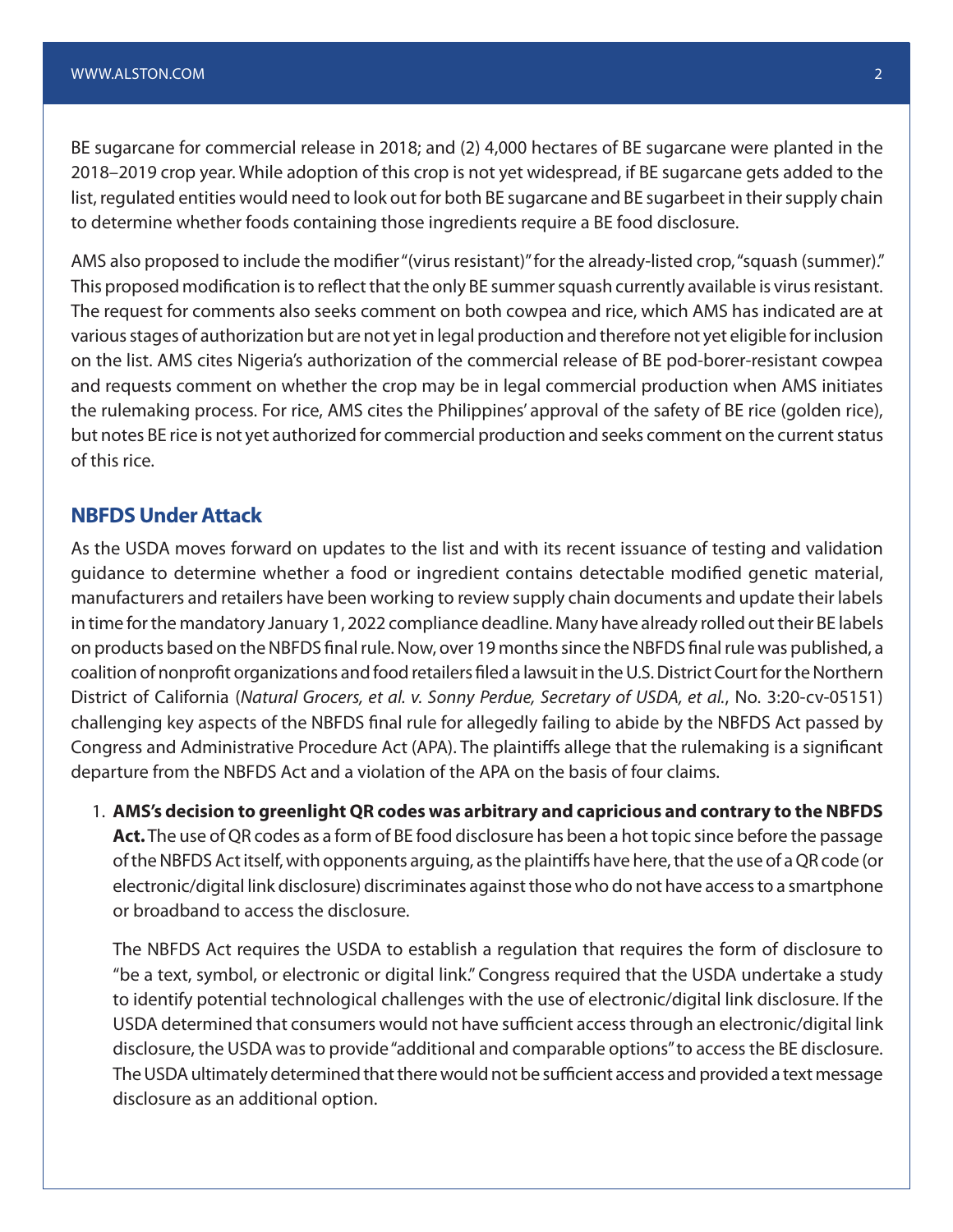BE sugarcane for commercial release in 2018; and (2) 4,000 hectares of BE sugarcane were planted in the 2018–2019 crop year. While adoption of this crop is not yet widespread, if BE sugarcane gets added to the list, regulated entities would need to look out for both BE sugarcane and BE sugarbeet in their supply chain to determine whether foods containing those ingredients require a BE food disclosure.

AMS also proposed to include the modifier "(virus resistant)" for the already-listed crop, "squash (summer)." This proposed modification is to reflect that the only BE summer squash currently available is virus resistant. The request for comments also seeks comment on both cowpea and rice, which AMS has indicated are at various stages of authorization but are not yet in legal production and therefore not yet eligible for inclusion on the list. AMS cites Nigeria's authorization of the commercial release of BE pod-borer-resistant cowpea and requests comment on whether the crop may be in legal commercial production when AMS initiates the rulemaking process. For rice, AMS cites the Philippines' approval of the safety of BE rice (golden rice), but notes BE rice is not yet authorized for commercial production and seeks comment on the current status of this rice.

## NBFDS Under Attack

As the USDA moves forward on updates to the list and with its recent issuance of testing and validation guidance to determine whether a food or ingredient contains detectable modified genetic material, manufacturers and retailers have been working to review supply chain documents and update their labels in time for the mandatory January 1, 2022 compliance deadline. Many have already rolled out their BE labels on products based on the NBFDS final rule. Now, over 19 months since the NBFDS final rule was published, a coalition of nonprofit organizations and food retailers filed a lawsuit in the U.S. District Court for the Northern District of California (*Natural Grocers, et al. v. Sonny Perdue, Secretary of USDA, et al.*, No. 3:20-cv-05151) challenging key aspects of the NBFDS final rule for allegedly failing to abide by the NBFDS Act passed by Congress and Administrative Procedure Act (APA). The plaintiffs allege that the rulemaking is a significant departure from the NBFDS Act and a violation of the APA on the basis of four claims.

1. **AMS's decision to greenlight QR codes was arbitrary and capricious and contrary to the NBFDS Act.** The use of QR codes as a form of BE food disclosure has been a hot topic since before the passage of the NBFDS Act itself, with opponents arguing, as the plaintiffs have here, that the use of a QR code (or electronic/digital link disclosure) discriminates against those who do not have access to a smartphone or broadband to access the disclosure.

   The NBFDS Act requires the USDA to establish a regulation that requires the form of disclosure to "be a text, symbol, or electronic or digital link." Congress required that the USDA undertake a study to identify potential technological challenges with the use of electronic/digital link disclosure. If the USDA determined that consumers would not have sufficient access through an electronic/digital link disclosure, the USDA was to provide "additional and comparable options" to access the BE disclosure. The USDA ultimately determined that there would not be sufficient access and provided a text message disclosure as an additional option.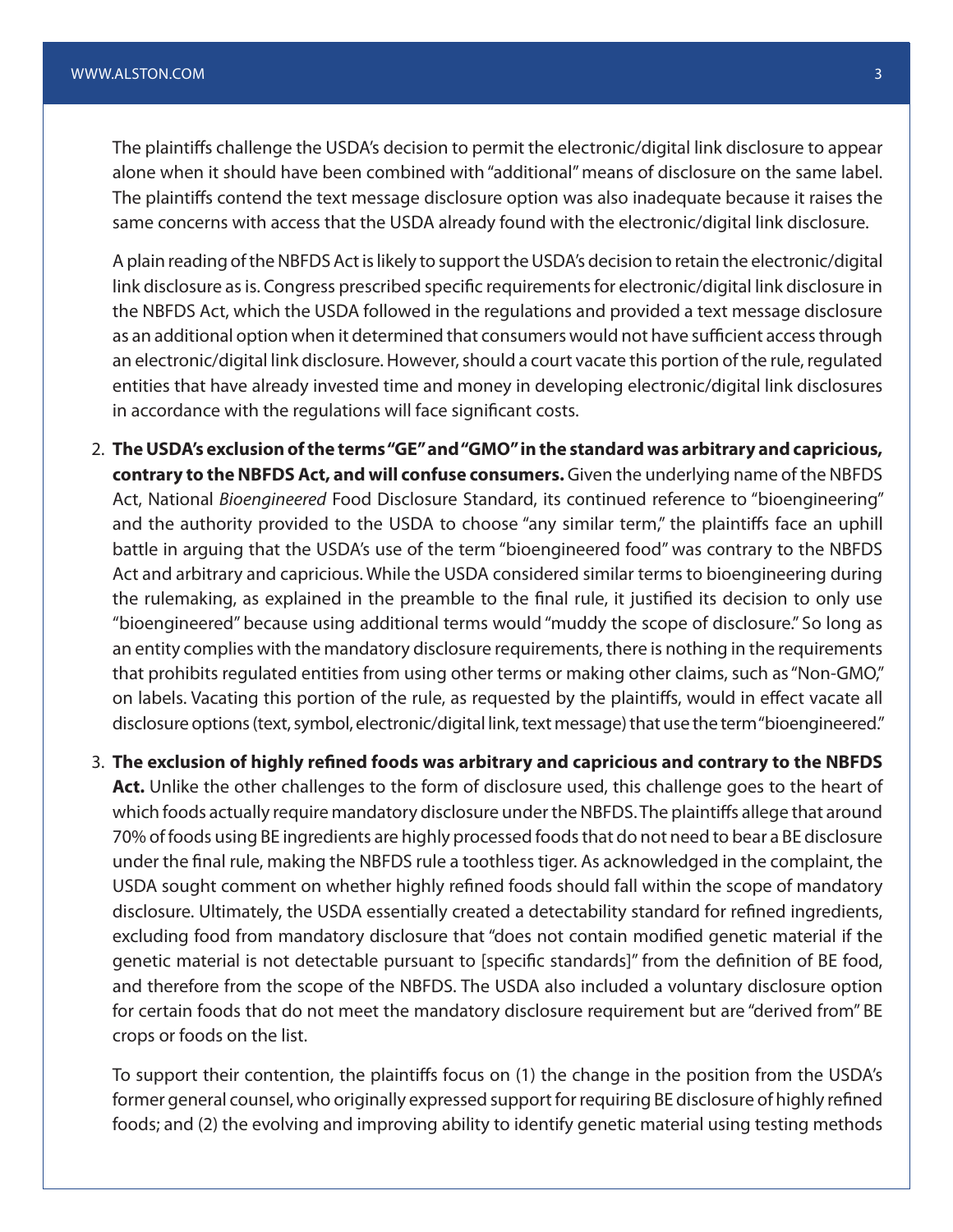The plaintiffs challenge the USDA's decision to permit the electronic/digital link disclosure to appear alone when it should have been combined with "additional" means of disclosure on the same label. The plaintiffs contend the text message disclosure option was also inadequate because it raises the same concerns with access that the USDA already found with the electronic/digital link disclosure.

A plain reading of the NBFDS Act is likely to support the USDA's decision to retain the electronic/digital link disclosure as is. Congress prescribed specific requirements for electronic/digital link disclosure in the NBFDS Act, which the USDA followed in the regulations and provided a text message disclosure as an additional option when it determined that consumers would not have sufficient access through an electronic/digital link disclosure. However, should a court vacate this portion of the rule, regulated entities that have already invested time and money in developing electronic/digital link disclosures in accordance with the regulations will face significant costs.

2. **The USDA's exclusion of the terms "GE" and "GMO" in the standard was arbitrary and capricious, contrary to the NBFDS Act, and will confuse consumers.** Given the underlying name of the NBFDS Act, National *Bioengineered* Food Disclosure Standard, its continued reference to "bioengineering" and the authority provided to the USDA to choose "any similar term," the plaintiffs face an uphill battle in arguing that the USDA's use of the term "bioengineered food" was contrary to the NBFDS Act and arbitrary and capricious. While the USDA considered similar terms to bioengineering during the rulemaking, as explained in the preamble to the final rule, it justified its decision to only use "bioengineered" because using additional terms would "muddy the scope of disclosure." So long as an entity complies with the mandatory disclosure requirements, there is nothing in the requirements that prohibits regulated entities from using other terms or making other claims, such as "Non-GMO," on labels. Vacating this portion of the rule, as requested by the plaintiffs, would in effect vacate all disclosure options (text, symbol, electronic/digital link, text message) that use the term "bioengineered."

3. **The exclusion of highly refined foods was arbitrary and capricious and contrary to the NBFDS Act.** Unlike the other challenges to the form of disclosure used, this challenge goes to the heart of which foods actually require mandatory disclosure under the NBFDS. The plaintiffs allege that around 70% of foods using BE ingredients are highly processed foods that do not need to bear a BE disclosure under the final rule, making the NBFDS rule a toothless tiger. As acknowledged in the complaint, the USDA sought comment on whether highly refined foods should fall within the scope of mandatory disclosure. Ultimately, the USDA essentially created a detectability standard for refined ingredients, excluding food from mandatory disclosure that "does not contain modified genetic material if the genetic material is not detectable pursuant to [specific standards]" from the definition of BE food, and therefore from the scope of the NBFDS. The USDA also included a voluntary disclosure option for certain foods that do not meet the mandatory disclosure requirement but are "derived from" BE crops or foods on the list.

   To support their contention, the plaintiffs focus on (1) the change in the position from the USDA's former general counsel, who originally expressed support for requiring BE disclosure of highly refined foods; and (2) the evolving and improving ability to identify genetic material using testing methods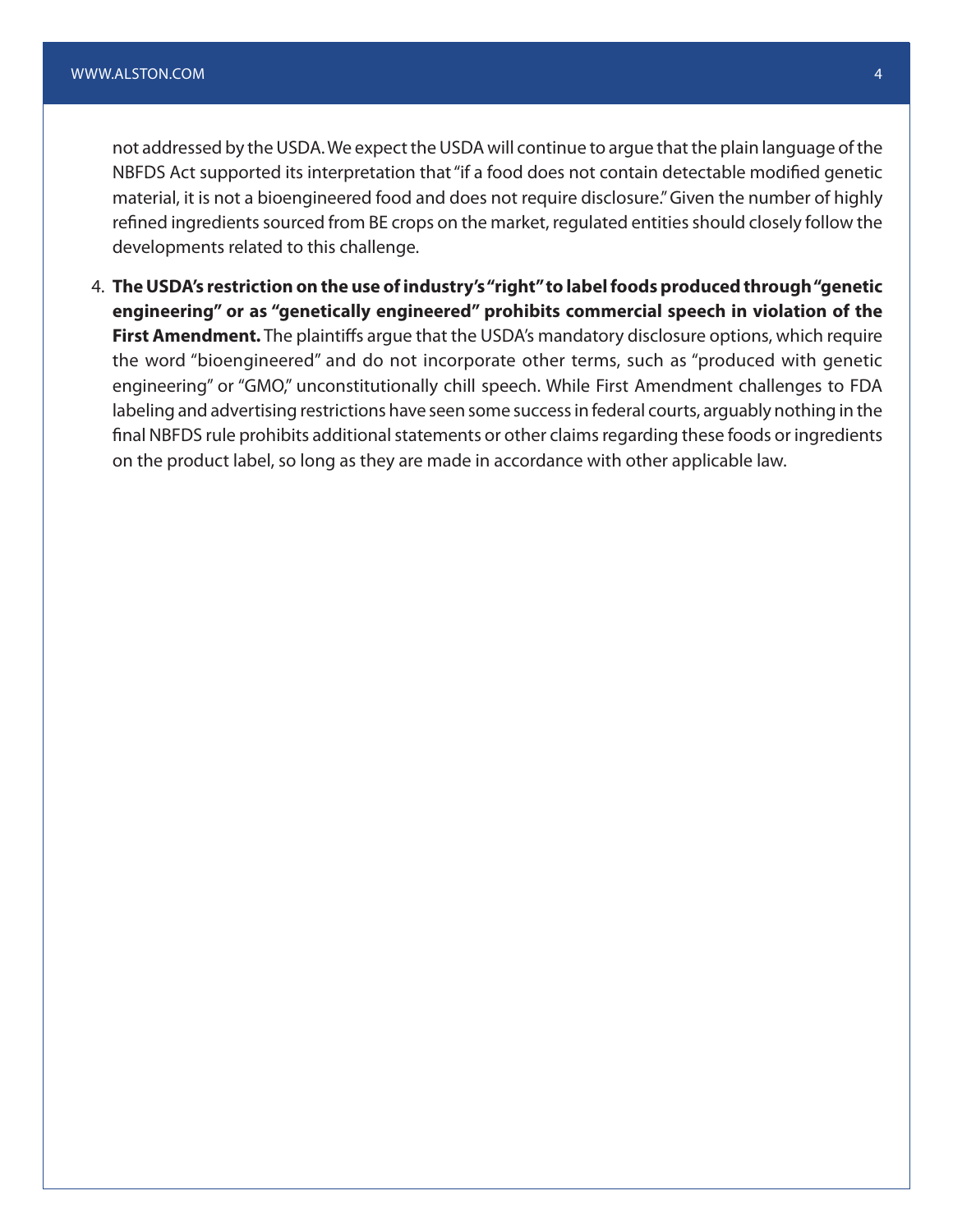not addressed by the USDA. We expect the USDA will continue to argue that the plain language of the NBFDS Act supported its interpretation that "if a food does not contain detectable modified genetic material, it is not a bioengineered food and does not require disclosure." Given the number of highly refined ingredients sourced from BE crops on the market, regulated entities should closely follow the developments related to this challenge.

4. **The USDA's restriction on the use of industry's "right" to label foods produced through "genetic engineering" or as "genetically engineered" prohibits commercial speech in violation of the First Amendment.** The plaintiffs argue that the USDA's mandatory disclosure options, which require the word "bioengineered" and do not incorporate other terms, such as "produced with genetic engineering" or "GMO," unconstitutionally chill speech. While First Amendment challenges to FDA labeling and advertising restrictions have seen some success in federal courts, arguably nothing in the final NBFDS rule prohibits additional statements or other claims regarding these foods or ingredients on the product label, so long as they are made in accordance with other applicable law.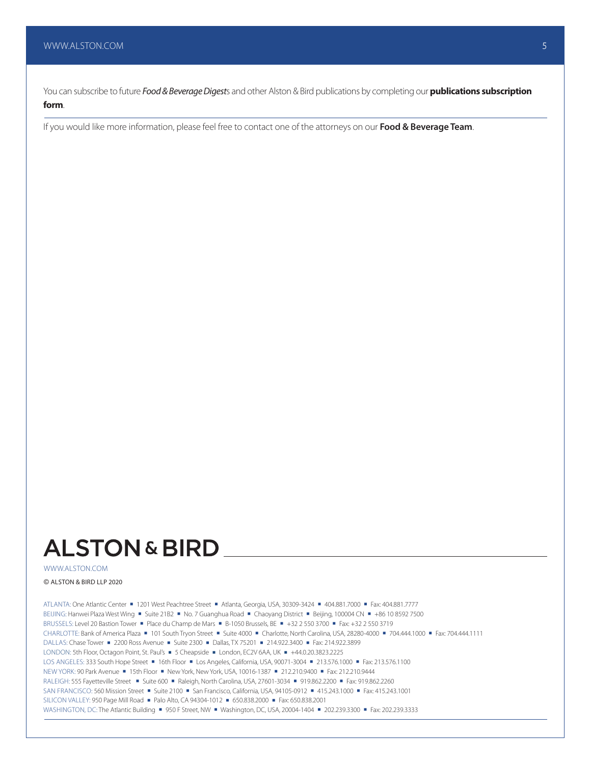You can subscribe to future *Food & Beverage Digest*s and other Alston & Bird publications by completing our **publications subscription form**.

If you would like more information, please feel free to contact one of the attorneys on our **Food & Beverage Team**.

# ALSTON & BIRD

WWW.ALSTON.COM

© ALSTON & BIRD LLP 2020

ATLANTA: One Atlantic Center ▪ 1201 West Peachtree Street ▪ Atlanta, Georgia, USA, 30309-3424 ▪ 404.881.7000 ▪ Fax: 404.881.7777
BEIJING: Hanwei Plaza West Wing ▪ Suite 21B2 ▪ No. 7 Guanghua Road ▪ Chaoyang District ▪ Beijing, 100004 CN ▪ +86 10 8592 7500
BRUSSELS: Level 20 Bastion Tower ▪ Place du Champ de Mars ▪ B-1050 Brussels, BE ▪ +32 2 550 3700 ▪ Fax: +32 2 550 3719
CHARLOTTE: Bank of America Plaza ▪ 101 South Tryon Street ▪ Suite 4000 ▪ Charlotte, North Carolina, USA, 28280-4000 ▪ 704.444.1000 ▪ Fax: 704.444.1111
DALLAS: Chase Tower ▪ 2200 Ross Avenue ▪ Suite 2300 ▪ Dallas, TX 75201 ▪ 214.922.3400 ▪ Fax: 214.922.3899
LONDON: 5th Floor, Octagon Point, St. Paul's ▪ 5 Cheapside ▪ London, EC2V 6AA, UK ▪ +44.0.20.3823.2225
LOS ANGELES: 333 South Hope Street ▪ 16th Floor ▪ Los Angeles, California, USA, 90071-3004 ▪ 213.576.1000 ▪ Fax: 213.576.1100
NEW YORK: 90 Park Avenue ▪ 15th Floor ▪ New York, New York, USA, 10016-1387 ▪ 212.210.9400 ▪ Fax: 212.210.9444
RALEIGH: 555 Fayetteville Street ▪ Suite 600 ▪ Raleigh, North Carolina, USA, 27601-3034 ▪ 919.862.2200 ▪ Fax: 919.862.2260
SAN FRANCISCO: 560 Mission Street ▪ Suite 2100 ▪ San Francisco, California, USA, 94105-0912 ▪ 415.243.1000 ▪ Fax: 415.243.1001
SILICON VALLEY: 950 Page Mill Road ▪ Palo Alto, CA 94304-1012 ▪ 650.838.2000 ▪ Fax: 650.838.2001
WASHINGTON, DC: The Atlantic Building ▪ 950 F Street, NW ▪ Washington, DC, USA, 20004-1404 ▪ 202.239.3300 ▪ Fax: 202.239.3333